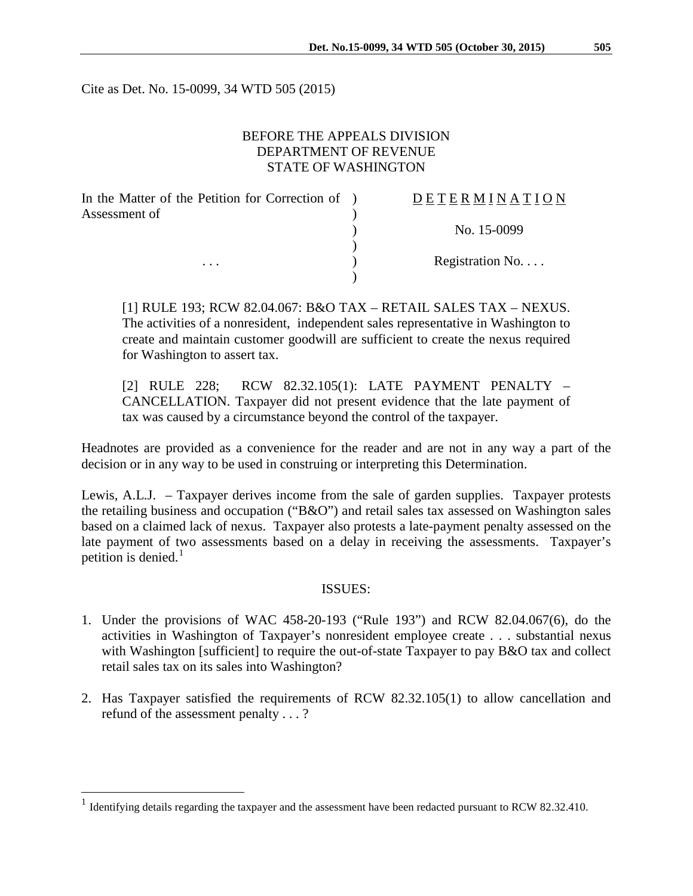Cite as Det. No. 15-0099, 34 WTD 505 (2015)

BEFORE THE APPEALS DIVISION
DEPARTMENT OF REVENUE
STATE OF WASHINGTON

| | | |
|---|---|---|
| In the Matter of the Petition for Correction of Assessment of | ) | D E T E R M I N A T I O N |
| | ) | No. 15-0099 |
| . . . | ) | Registration No. . . . |

[1] RULE 193; RCW 82.04.067: B&O TAX – RETAIL SALES TAX – NEXUS. The activities of a nonresident, independent sales representative in Washington to create and maintain customer goodwill are sufficient to create the nexus required for Washington to assert tax.

[2] RULE 228; RCW 82.32.105(1): LATE PAYMENT PENALTY – CANCELLATION. Taxpayer did not present evidence that the late payment of tax was caused by a circumstance beyond the control of the taxpayer.

Headnotes are provided as a convenience for the reader and are not in any way a part of the decision or in any way to be used in construing or interpreting this Determination.

Lewis, A.L.J. – Taxpayer derives income from the sale of garden supplies. Taxpayer protests the retailing business and occupation ("B&O") and retail sales tax assessed on Washington sales based on a claimed lack of nexus. Taxpayer also protests a late-payment penalty assessed on the late payment of two assessments based on a delay in receiving the assessments. Taxpayer's petition is denied.[1]

ISSUES:

1. Under the provisions of WAC 458-20-193 ("Rule 193") and RCW 82.04.067(6), do the activities in Washington of Taxpayer's nonresident employee create . . . substantial nexus with Washington [sufficient] to require the out-of-state Taxpayer to pay B&O tax and collect retail sales tax on its sales into Washington?

2. Has Taxpayer satisfied the requirements of RCW 82.32.105(1) to allow cancellation and refund of the assessment penalty . . . ?

[1] Identifying details regarding the taxpayer and the assessment have been redacted pursuant to RCW 82.32.410.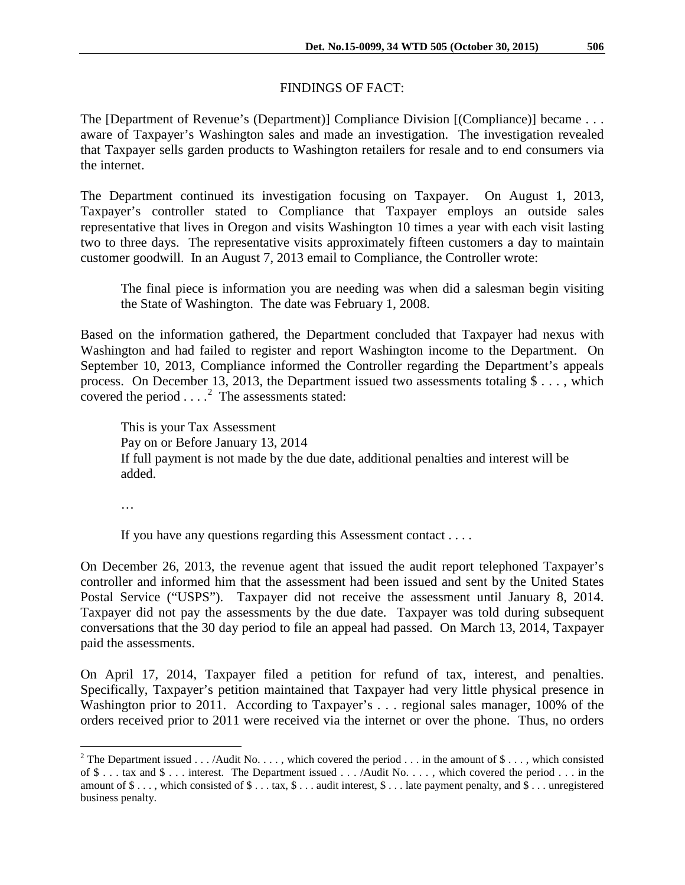## FINDINGS OF FACT:

The [Department of Revenue's (Department)] Compliance Division [(Compliance)] became . . . aware of Taxpayer's Washington sales and made an investigation. The investigation revealed that Taxpayer sells garden products to Washington retailers for resale and to end consumers via the internet.

The Department continued its investigation focusing on Taxpayer. On August 1, 2013, Taxpayer's controller stated to Compliance that Taxpayer employs an outside sales representative that lives in Oregon and visits Washington 10 times a year with each visit lasting two to three days. The representative visits approximately fifteen customers a day to maintain customer goodwill. In an August 7, 2013 email to Compliance, the Controller wrote:

> The final piece is information you are needing was when did a salesman begin visiting the State of Washington. The date was February 1, 2008.

Based on the information gathered, the Department concluded that Taxpayer had nexus with Washington and had failed to register and report Washington income to the Department. On September 10, 2013, Compliance informed the Controller regarding the Department's appeals process. On December 13, 2013, the Department issued two assessments totaling $ . . . , which covered the period . . . .[2] The assessments stated:

> This is your Tax Assessment
> Pay on or Before January 13, 2014
> If full payment is not made by the due date, additional penalties and interest will be added.
>
> …
>
> If you have any questions regarding this Assessment contact . . . .

On December 26, 2013, the revenue agent that issued the audit report telephoned Taxpayer's controller and informed him that the assessment had been issued and sent by the United States Postal Service ("USPS"). Taxpayer did not receive the assessment until January 8, 2014. Taxpayer did not pay the assessments by the due date. Taxpayer was told during subsequent conversations that the 30 day period to file an appeal had passed. On March 13, 2014, Taxpayer paid the assessments.

On April 17, 2014, Taxpayer filed a petition for refund of tax, interest, and penalties. Specifically, Taxpayer's petition maintained that Taxpayer had very little physical presence in Washington prior to 2011. According to Taxpayer's . . . regional sales manager, 100% of the orders received prior to 2011 were received via the internet or over the phone. Thus, no orders

---

[2] The Department issued . . . /Audit No. . . . , which covered the period . . . in the amount of $ . . . , which consisted of $ . . . tax and $ . . . interest. The Department issued . . . /Audit No. . . . , which covered the period . . . in the amount of $ . . . , which consisted of $ . . . tax, $ . . . audit interest, $ . . . late payment penalty, and $ . . . unregistered business penalty.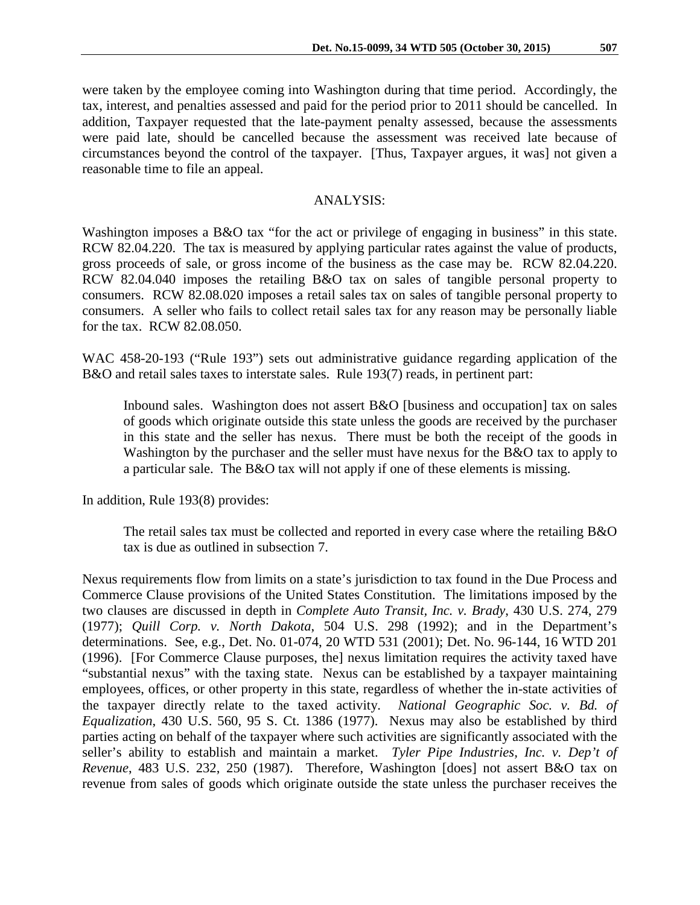were taken by the employee coming into Washington during that time period. Accordingly, the tax, interest, and penalties assessed and paid for the period prior to 2011 should be cancelled. In addition, Taxpayer requested that the late-payment penalty assessed, because the assessments were paid late, should be cancelled because the assessment was received late because of circumstances beyond the control of the taxpayer. [Thus, Taxpayer argues, it was] not given a reasonable time to file an appeal.

## ANALYSIS:

Washington imposes a B&O tax "for the act or privilege of engaging in business" in this state. RCW 82.04.220. The tax is measured by applying particular rates against the value of products, gross proceeds of sale, or gross income of the business as the case may be. RCW 82.04.220. RCW 82.04.040 imposes the retailing B&O tax on sales of tangible personal property to consumers. RCW 82.08.020 imposes a retail sales tax on sales of tangible personal property to consumers. A seller who fails to collect retail sales tax for any reason may be personally liable for the tax. RCW 82.08.050.

WAC 458-20-193 ("Rule 193") sets out administrative guidance regarding application of the B&O and retail sales taxes to interstate sales. Rule 193(7) reads, in pertinent part:

> Inbound sales. Washington does not assert B&O [business and occupation] tax on sales of goods which originate outside this state unless the goods are received by the purchaser in this state and the seller has nexus. There must be both the receipt of the goods in Washington by the purchaser and the seller must have nexus for the B&O tax to apply to a particular sale. The B&O tax will not apply if one of these elements is missing.

In addition, Rule 193(8) provides:

> The retail sales tax must be collected and reported in every case where the retailing B&O tax is due as outlined in subsection 7.

Nexus requirements flow from limits on a state's jurisdiction to tax found in the Due Process and Commerce Clause provisions of the United States Constitution. The limitations imposed by the two clauses are discussed in depth in *Complete Auto Transit, Inc. v. Brady*, 430 U.S. 274, 279 (1977); *Quill Corp. v. North Dakota*, 504 U.S. 298 (1992); and in the Department's determinations. See, e.g., Det. No. 01-074, 20 WTD 531 (2001); Det. No. 96-144, 16 WTD 201 (1996). [For Commerce Clause purposes, the] nexus limitation requires the activity taxed have "substantial nexus" with the taxing state. Nexus can be established by a taxpayer maintaining employees, offices, or other property in this state, regardless of whether the in-state activities of the taxpayer directly relate to the taxed activity. *National Geographic Soc. v. Bd. of Equalization*, 430 U.S. 560, 95 S. Ct. 1386 (1977). Nexus may also be established by third parties acting on behalf of the taxpayer where such activities are significantly associated with the seller's ability to establish and maintain a market. *Tyler Pipe Industries, Inc. v. Dep't of Revenue*, 483 U.S. 232, 250 (1987). Therefore, Washington [does] not assert B&O tax on revenue from sales of goods which originate outside the state unless the purchaser receives the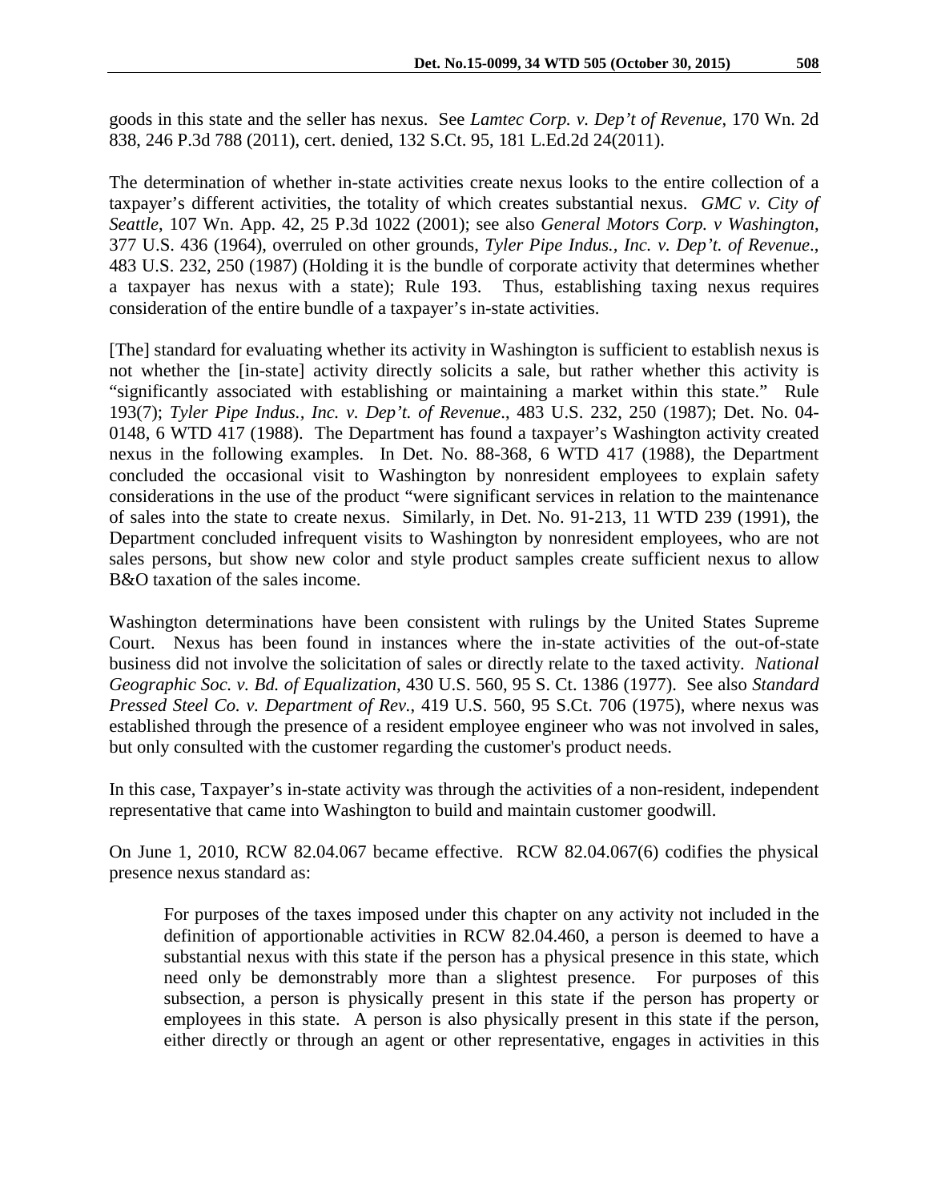goods in this state and the seller has nexus. See *Lamtec Corp. v. Dep't of Revenue*, 170 Wn. 2d 838, 246 P.3d 788 (2011), cert. denied, 132 S.Ct. 95, 181 L.Ed.2d 24(2011).

The determination of whether in-state activities create nexus looks to the entire collection of a taxpayer's different activities, the totality of which creates substantial nexus. *GMC v. City of Seattle*, 107 Wn. App. 42, 25 P.3d 1022 (2001); see also *General Motors Corp. v Washington*, 377 U.S. 436 (1964), overruled on other grounds, *Tyler Pipe Indus., Inc. v. Dep't. of Revenue*., 483 U.S. 232, 250 (1987) (Holding it is the bundle of corporate activity that determines whether a taxpayer has nexus with a state); Rule 193. Thus, establishing taxing nexus requires consideration of the entire bundle of a taxpayer's in-state activities.

[The] standard for evaluating whether its activity in Washington is sufficient to establish nexus is not whether the [in-state] activity directly solicits a sale, but rather whether this activity is "significantly associated with establishing or maintaining a market within this state." Rule 193(7); *Tyler Pipe Indus., Inc. v. Dep't. of Revenue*., 483 U.S. 232, 250 (1987); Det. No. 04-0148, 6 WTD 417 (1988). The Department has found a taxpayer's Washington activity created nexus in the following examples. In Det. No. 88-368, 6 WTD 417 (1988), the Department concluded the occasional visit to Washington by nonresident employees to explain safety considerations in the use of the product "were significant services in relation to the maintenance of sales into the state to create nexus. Similarly, in Det. No. 91-213, 11 WTD 239 (1991), the Department concluded infrequent visits to Washington by nonresident employees, who are not sales persons, but show new color and style product samples create sufficient nexus to allow B&O taxation of the sales income.

Washington determinations have been consistent with rulings by the United States Supreme Court. Nexus has been found in instances where the in-state activities of the out-of-state business did not involve the solicitation of sales or directly relate to the taxed activity. *National Geographic Soc. v. Bd. of Equalization*, 430 U.S. 560, 95 S. Ct. 1386 (1977). See also *Standard Pressed Steel Co. v. Department of Rev.*, 419 U.S. 560, 95 S.Ct. 706 (1975), where nexus was established through the presence of a resident employee engineer who was not involved in sales, but only consulted with the customer regarding the customer's product needs.

In this case, Taxpayer's in-state activity was through the activities of a non-resident, independent representative that came into Washington to build and maintain customer goodwill.

On June 1, 2010, RCW 82.04.067 became effective. RCW 82.04.067(6) codifies the physical presence nexus standard as:

> For purposes of the taxes imposed under this chapter on any activity not included in the definition of apportionable activities in RCW 82.04.460, a person is deemed to have a substantial nexus with this state if the person has a physical presence in this state, which need only be demonstrably more than a slightest presence. For purposes of this subsection, a person is physically present in this state if the person has property or employees in this state. A person is also physically present in this state if the person, either directly or through an agent or other representative, engages in activities in this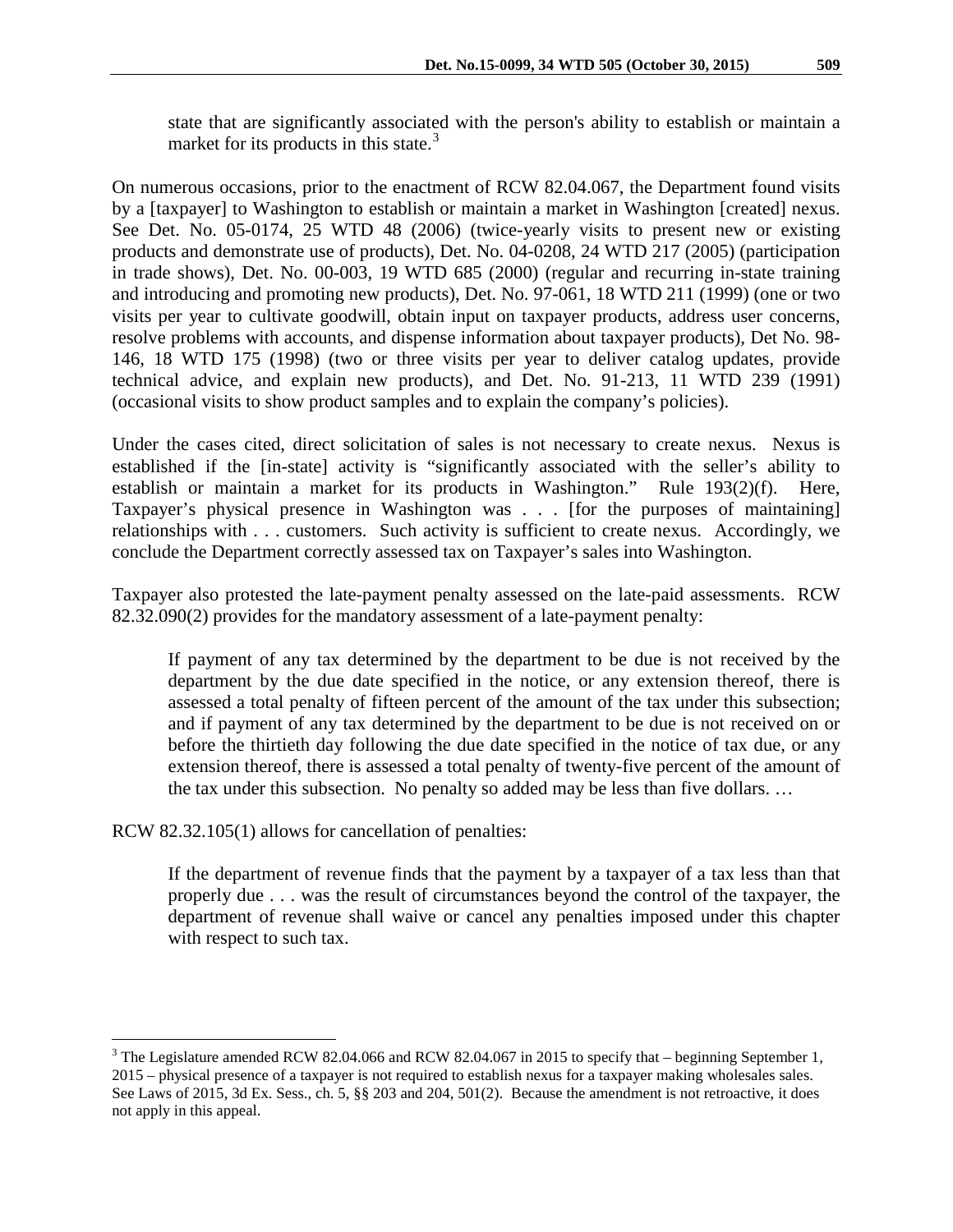> state that are significantly associated with the person's ability to establish or maintain a market for its products in this state.[3]

On numerous occasions, prior to the enactment of RCW 82.04.067, the Department found visits by a [taxpayer] to Washington to establish or maintain a market in Washington [created] nexus. See Det. No. 05-0174, 25 WTD 48 (2006) (twice-yearly visits to present new or existing products and demonstrate use of products), Det. No. 04-0208, 24 WTD 217 (2005) (participation in trade shows), Det. No. 00-003, 19 WTD 685 (2000) (regular and recurring in-state training and introducing and promoting new products), Det. No. 97-061, 18 WTD 211 (1999) (one or two visits per year to cultivate goodwill, obtain input on taxpayer products, address user concerns, resolve problems with accounts, and dispense information about taxpayer products), Det No. 98-146, 18 WTD 175 (1998) (two or three visits per year to deliver catalog updates, provide technical advice, and explain new products), and Det. No. 91-213, 11 WTD 239 (1991) (occasional visits to show product samples and to explain the company's policies).

Under the cases cited, direct solicitation of sales is not necessary to create nexus. Nexus is established if the [in-state] activity is "significantly associated with the seller's ability to establish or maintain a market for its products in Washington." Rule 193(2)(f). Here, Taxpayer's physical presence in Washington was . . . [for the purposes of maintaining] relationships with . . . customers. Such activity is sufficient to create nexus. Accordingly, we conclude the Department correctly assessed tax on Taxpayer's sales into Washington.

Taxpayer also protested the late-payment penalty assessed on the late-paid assessments. RCW 82.32.090(2) provides for the mandatory assessment of a late-payment penalty:

> If payment of any tax determined by the department to be due is not received by the department by the due date specified in the notice, or any extension thereof, there is assessed a total penalty of fifteen percent of the amount of the tax under this subsection; and if payment of any tax determined by the department to be due is not received on or before the thirtieth day following the due date specified in the notice of tax due, or any extension thereof, there is assessed a total penalty of twenty-five percent of the amount of the tax under this subsection. No penalty so added may be less than five dollars. …

RCW 82.32.105(1) allows for cancellation of penalties:

> If the department of revenue finds that the payment by a taxpayer of a tax less than that properly due . . . was the result of circumstances beyond the control of the taxpayer, the department of revenue shall waive or cancel any penalties imposed under this chapter with respect to such tax.

---

[3] The Legislature amended RCW 82.04.066 and RCW 82.04.067 in 2015 to specify that – beginning September 1, 2015 – physical presence of a taxpayer is not required to establish nexus for a taxpayer making wholesales sales. See Laws of 2015, 3d Ex. Sess., ch. 5, §§ 203 and 204, 501(2). Because the amendment is not retroactive, it does not apply in this appeal.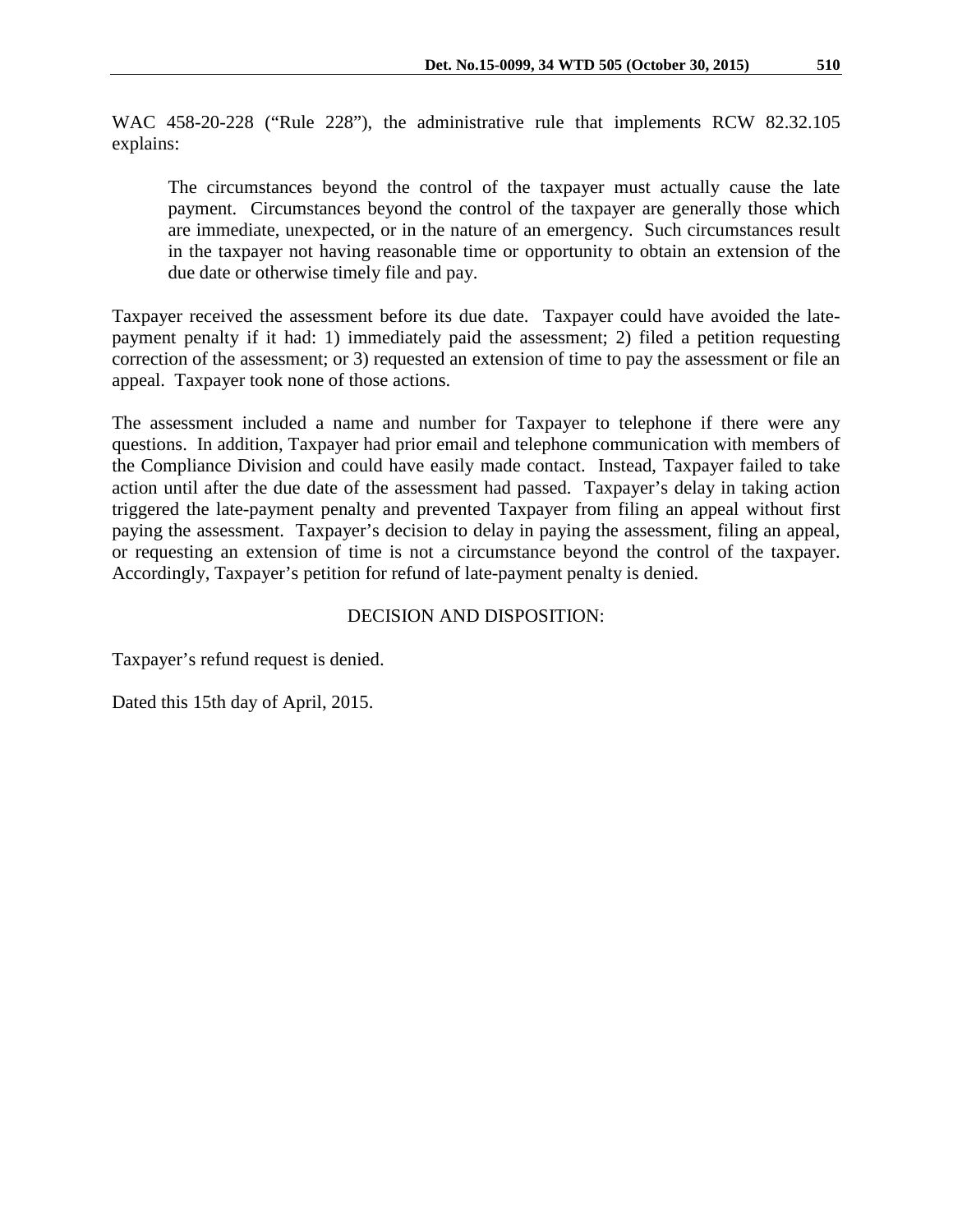WAC 458-20-228 ("Rule 228"), the administrative rule that implements RCW 82.32.105 explains:

> The circumstances beyond the control of the taxpayer must actually cause the late payment. Circumstances beyond the control of the taxpayer are generally those which are immediate, unexpected, or in the nature of an emergency. Such circumstances result in the taxpayer not having reasonable time or opportunity to obtain an extension of the due date or otherwise timely file and pay.

Taxpayer received the assessment before its due date. Taxpayer could have avoided the late-payment penalty if it had: 1) immediately paid the assessment; 2) filed a petition requesting correction of the assessment; or 3) requested an extension of time to pay the assessment or file an appeal. Taxpayer took none of those actions.

The assessment included a name and number for Taxpayer to telephone if there were any questions. In addition, Taxpayer had prior email and telephone communication with members of the Compliance Division and could have easily made contact. Instead, Taxpayer failed to take action until after the due date of the assessment had passed. Taxpayer's delay in taking action triggered the late-payment penalty and prevented Taxpayer from filing an appeal without first paying the assessment. Taxpayer's decision to delay in paying the assessment, filing an appeal, or requesting an extension of time is not a circumstance beyond the control of the taxpayer. Accordingly, Taxpayer's petition for refund of late-payment penalty is denied.

## DECISION AND DISPOSITION:

Taxpayer's refund request is denied.

Dated this 15th day of April, 2015.